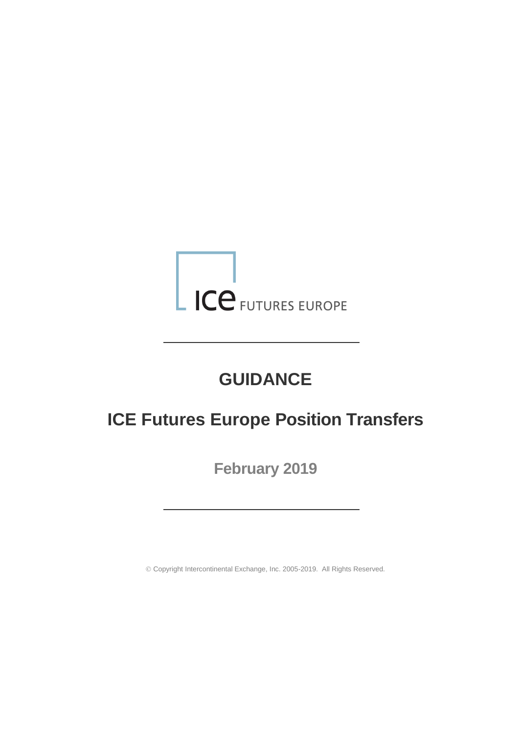ICE FUTURES EUROPE

# GUIDANCE

# ICE Futures Europe Position Transfers

**February 2019**

© Copyright Intercontinental Exchange, Inc. 2005-2019. All Rights Reserved.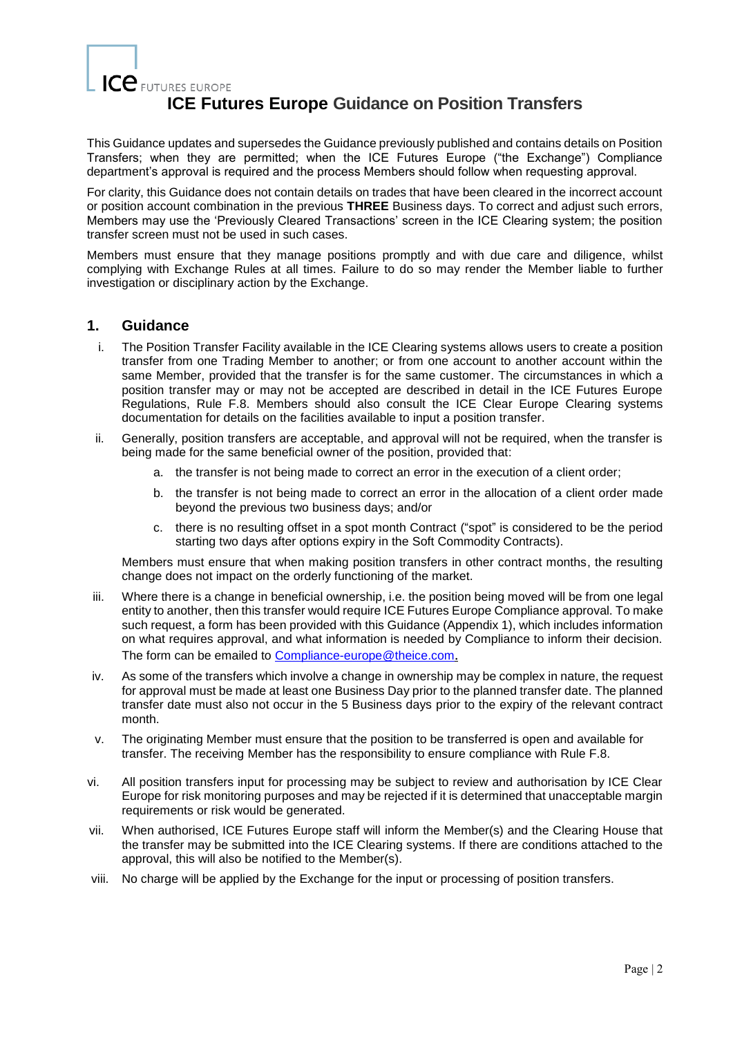# ICE Futures Europe Guidance on Position Transfers

This Guidance updates and supersedes the Guidance previously published and contains details on Position Transfers; when they are permitted; when the ICE Futures Europe ("the Exchange") Compliance department's approval is required and the process Members should follow when requesting approval.

For clarity, this Guidance does not contain details on trades that have been cleared in the incorrect account or position account combination in the previous **THREE** Business days. To correct and adjust such errors, Members may use the 'Previously Cleared Transactions' screen in the ICE Clearing system; the position transfer screen must not be used in such cases.

Members must ensure that they manage positions promptly and with due care and diligence, whilst complying with Exchange Rules at all times. Failure to do so may render the Member liable to further investigation or disciplinary action by the Exchange.

## 1. Guidance

i. The Position Transfer Facility available in the ICE Clearing systems allows users to create a position transfer from one Trading Member to another; or from one account to another account within the same Member, provided that the transfer is for the same customer. The circumstances in which a position transfer may or may not be accepted are described in detail in the ICE Futures Europe Regulations, Rule F.8. Members should also consult the ICE Clear Europe Clearing systems documentation for details on the facilities available to input a position transfer.

ii. Generally, position transfers are acceptable, and approval will not be required, when the transfer is being made for the same beneficial owner of the position, provided that:

   a. the transfer is not being made to correct an error in the execution of a client order;

   b. the transfer is not being made to correct an error in the allocation of a client order made beyond the previous two business days; and/or

   c. there is no resulting offset in a spot month Contract ("spot" is considered to be the period starting two days after options expiry in the Soft Commodity Contracts).

   Members must ensure that when making position transfers in other contract months, the resulting change does not impact on the orderly functioning of the market.

iii. Where there is a change in beneficial ownership, i.e. the position being moved will be from one legal entity to another, then this transfer would require ICE Futures Europe Compliance approval. To make such request, a form has been provided with this Guidance (Appendix 1), which includes information on what requires approval, and what information is needed by Compliance to inform their decision. The form can be emailed to Compliance-europe@theice.com.

iv. As some of the transfers which involve a change in ownership may be complex in nature, the request for approval must be made at least one Business Day prior to the planned transfer date. The planned transfer date must also not occur in the 5 Business days prior to the expiry of the relevant contract month.

v. The originating Member must ensure that the position to be transferred is open and available for transfer. The receiving Member has the responsibility to ensure compliance with Rule F.8.

vi. All position transfers input for processing may be subject to review and authorisation by ICE Clear Europe for risk monitoring purposes and may be rejected if it is determined that unacceptable margin requirements or risk would be generated.

vii. When authorised, ICE Futures Europe staff will inform the Member(s) and the Clearing House that the transfer may be submitted into the ICE Clearing systems. If there are conditions attached to the approval, this will also be notified to the Member(s).

viii. No charge will be applied by the Exchange for the input or processing of position transfers.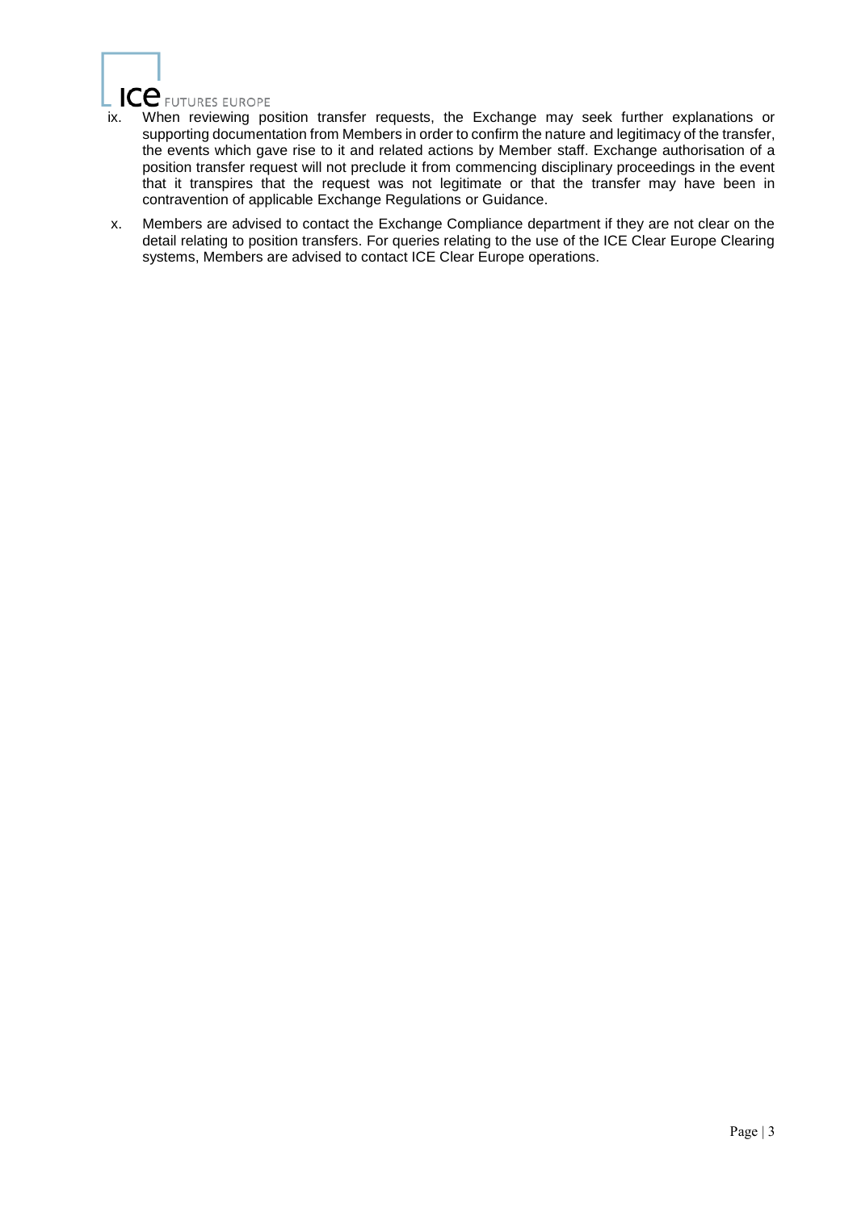ix. When reviewing position transfer requests, the Exchange may seek further explanations or supporting documentation from Members in order to confirm the nature and legitimacy of the transfer, the events which gave rise to it and related actions by Member staff. Exchange authorisation of a position transfer request will not preclude it from commencing disciplinary proceedings in the event that it transpires that the request was not legitimate or that the transfer may have been in contravention of applicable Exchange Regulations or Guidance.

x. Members are advised to contact the Exchange Compliance department if they are not clear on the detail relating to position transfers. For queries relating to the use of the ICE Clear Europe Clearing systems, Members are advised to contact ICE Clear Europe operations.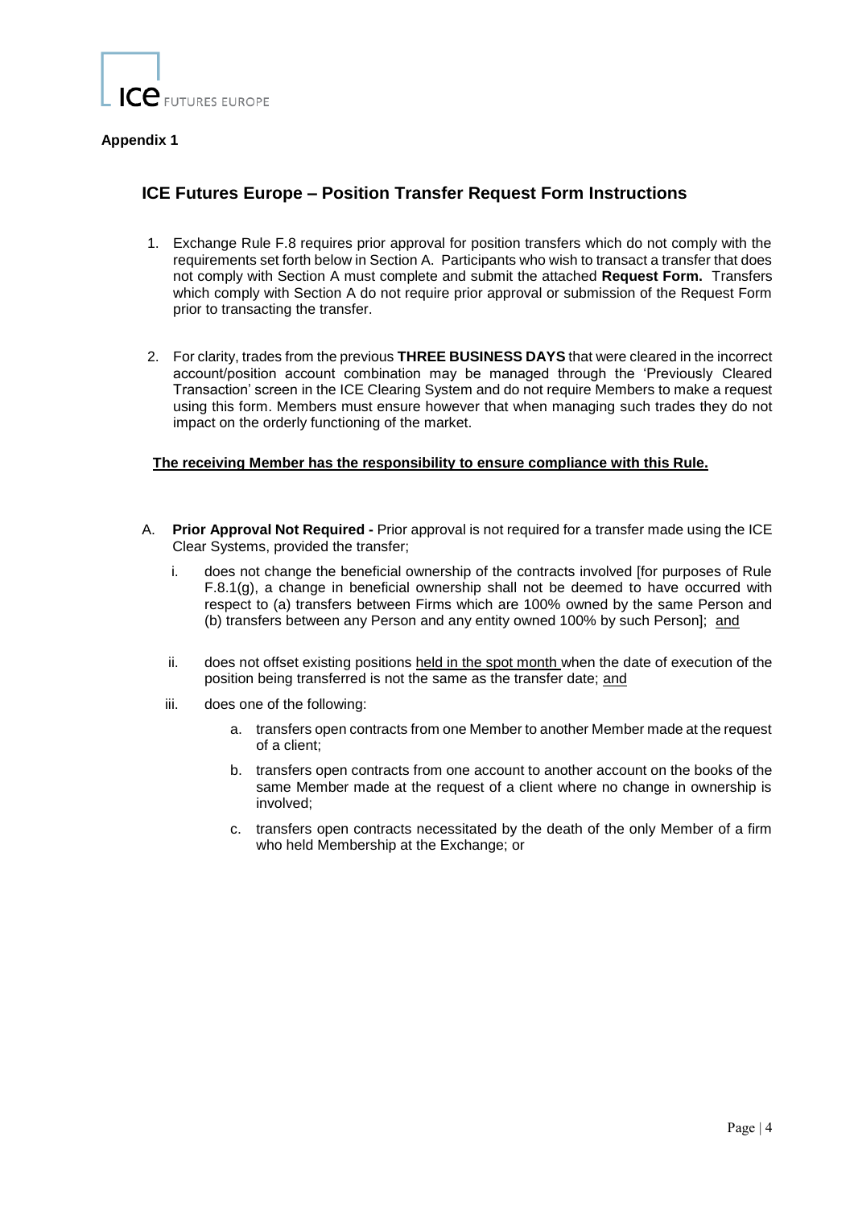**Appendix 1**

## ICE Futures Europe – Position Transfer Request Form Instructions

1. Exchange Rule F.8 requires prior approval for position transfers which do not comply with the requirements set forth below in Section A. Participants who wish to transact a transfer that does not comply with Section A must complete and submit the attached **Request Form.** Transfers which comply with Section A do not require prior approval or submission of the Request Form prior to transacting the transfer.

2. For clarity, trades from the previous **THREE BUSINESS DAYS** that were cleared in the incorrect account/position account combination may be managed through the 'Previously Cleared Transaction' screen in the ICE Clearing System and do not require Members to make a request using this form. Members must ensure however that when managing such trades they do not impact on the orderly functioning of the market.

**The receiving Member has the responsibility to ensure compliance with this Rule.**

A. **Prior Approval Not Required -** Prior approval is not required for a transfer made using the ICE Clear Systems, provided the transfer;

   i. does not change the beneficial ownership of the contracts involved [for purposes of Rule F.8.1(g), a change in beneficial ownership shall not be deemed to have occurred with respect to (a) transfers between Firms which are 100% owned by the same Person and (b) transfers between any Person and any entity owned 100% by such Person]; and

   ii. does not offset existing positions held in the spot month when the date of execution of the position being transferred is not the same as the transfer date; and

   iii. does one of the following:

      a. transfers open contracts from one Member to another Member made at the request of a client;

      b. transfers open contracts from one account to another account on the books of the same Member made at the request of a client where no change in ownership is involved;

      c. transfers open contracts necessitated by the death of the only Member of a firm who held Membership at the Exchange; or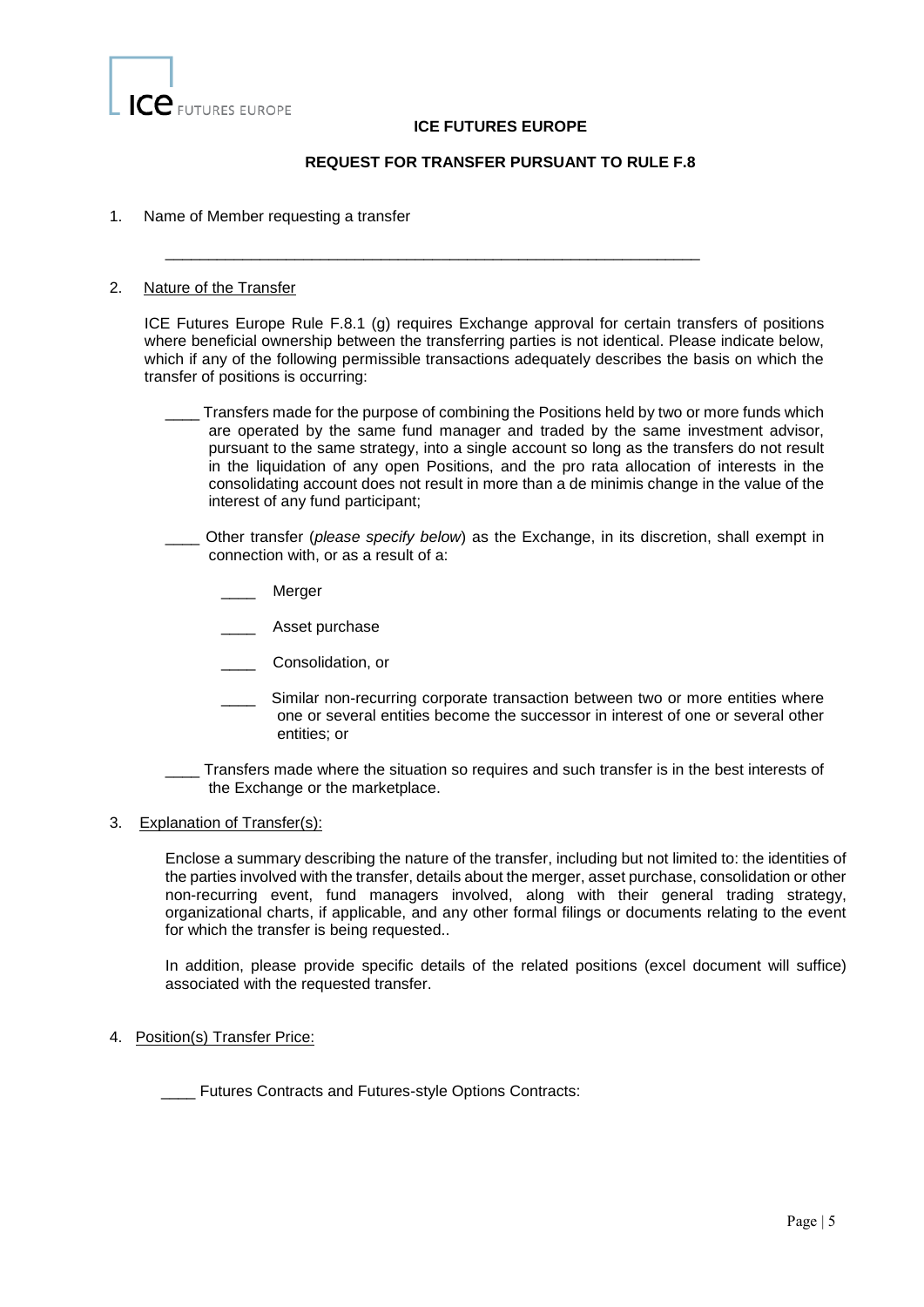ICE FUTURES EUROPE

**ICE FUTURES EUROPE**

**REQUEST FOR TRANSFER PURSUANT TO RULE F.8**

1. Name of Member requesting a transfer

   ____________________________________________________________

2. <u>Nature of the Transfer</u>

   ICE Futures Europe Rule F.8.1 (g) requires Exchange approval for certain transfers of positions where beneficial ownership between the transferring parties is not identical. Please indicate below, which if any of the following permissible transactions adequately describes the basis on which the transfer of positions is occurring:

   ____ Transfers made for the purpose of combining the Positions held by two or more funds which are operated by the same fund manager and traded by the same investment advisor, pursuant to the same strategy, into a single account so long as the transfers do not result in the liquidation of any open Positions, and the pro rata allocation of interests in the consolidating account does not result in more than a de minimis change in the value of the interest of any fund participant;

   ____ Other transfer (*please specify below*) as the Exchange, in its discretion, shall exempt in connection with, or as a result of a:

   ____ Merger

   ____ Asset purchase

   ____ Consolidation, or

   ____ Similar non-recurring corporate transaction between two or more entities where one or several entities become the successor in interest of one or several other entities; or

   ____ Transfers made where the situation so requires and such transfer is in the best interests of the Exchange or the marketplace.

3. <u>Explanation of Transfer(s):</u>

   Enclose a summary describing the nature of the transfer, including but not limited to: the identities of the parties involved with the transfer, details about the merger, asset purchase, consolidation or other non-recurring event, fund managers involved, along with their general trading strategy, organizational charts, if applicable, and any other formal filings or documents relating to the event for which the transfer is being requested..

   In addition, please provide specific details of the related positions (excel document will suffice) associated with the requested transfer.

4. <u>Position(s) Transfer Price:</u>

   ____ Futures Contracts and Futures-style Options Contracts: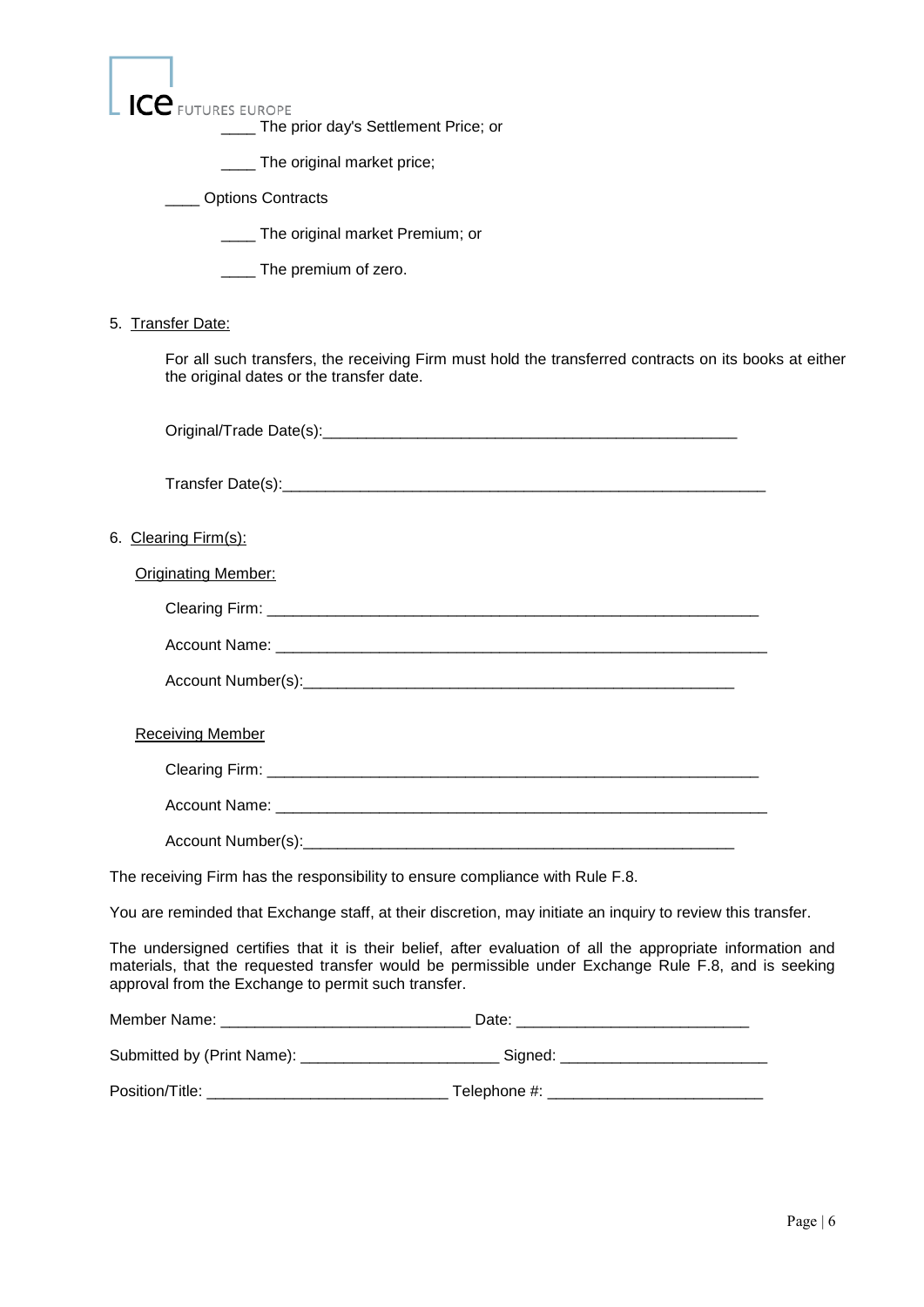____ The prior day's Settlement Price; or

____ The original market price;

____ Options Contracts

____ The original market Premium; or

____ The premium of zero.

5. Transfer Date:

For all such transfers, the receiving Firm must hold the transferred contracts on its books at either the original dates or the transfer date.

Original/Trade Date(s):__________________________________________________

Transfer Date(s):__________________________________________________________

6. Clearing Firm(s):

Originating Member:

Clearing Firm: ____________________________________________________________

Account Name: ____________________________________________________________

Account Number(s):_____________________________________________________

Receiving Member

Clearing Firm: ____________________________________________________________

Account Name: ____________________________________________________________

Account Number(s):_____________________________________________________

The receiving Firm has the responsibility to ensure compliance with Rule F.8.

You are reminded that Exchange staff, at their discretion, may initiate an inquiry to review this transfer.

The undersigned certifies that it is their belief, after evaluation of all the appropriate information and materials, that the requested transfer would be permissible under Exchange Rule F.8, and is seeking approval from the Exchange to permit such transfer.

Member Name: ______________________________ Date: ___________________________

Submitted by (Print Name): _______________________ Signed: ________________________

Position/Title: ____________________________ Telephone #: _________________________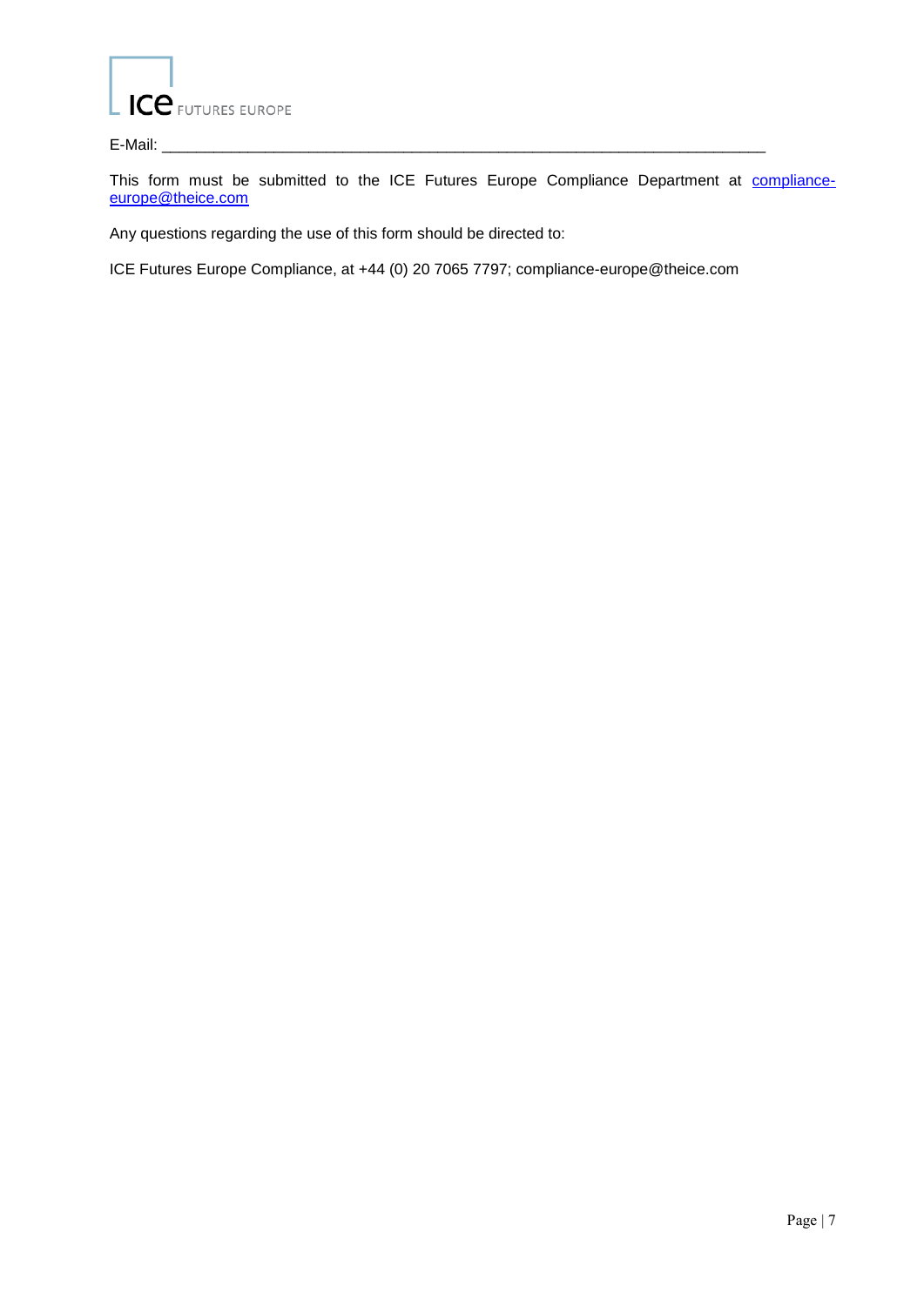E-Mail: ___________________________________________________________________________

This form must be submitted to the ICE Futures Europe Compliance Department at compliance-europe@theice.com

Any questions regarding the use of this form should be directed to:

ICE Futures Europe Compliance, at +44 (0) 20 7065 7797; compliance-europe@theice.com